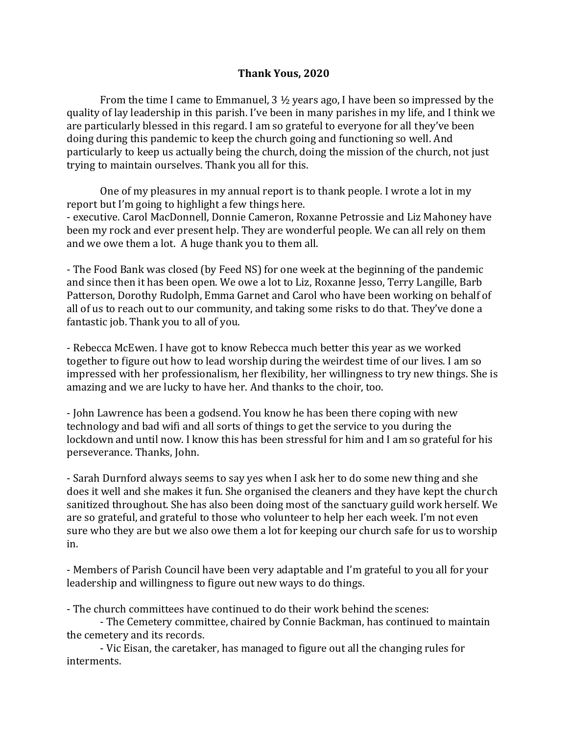# Thank Yous, 2020

From the time I came to Emmanuel, 3 ½ years ago, I have been so impressed by the quality of lay leadership in this parish. I've been in many parishes in my life, and I think we are particularly blessed in this regard. I am so grateful to everyone for all they've been doing during this pandemic to keep the church going and functioning so well. And particularly to keep us actually being the church, doing the mission of the church, not just trying to maintain ourselves. Thank you all for this.

One of my pleasures in my annual report is to thank people. I wrote a lot in my report but I'm going to highlight a few things here.

- executive. Carol MacDonnell, Donnie Cameron, Roxanne Petrossie and Liz Mahoney have been my rock and ever present help. They are wonderful people. We can all rely on them and we owe them a lot. A huge thank you to them all.

- The Food Bank was closed (by Feed NS) for one week at the beginning of the pandemic and since then it has been open. We owe a lot to Liz, Roxanne Jesso, Terry Langille, Barb Patterson, Dorothy Rudolph, Emma Garnet and Carol who have been working on behalf of all of us to reach out to our community, and taking some risks to do that. They've done a fantastic job. Thank you to all of you.

- Rebecca McEwen. I have got to know Rebecca much better this year as we worked together to figure out how to lead worship during the weirdest time of our lives. I am so impressed with her professionalism, her flexibility, her willingness to try new things. She is amazing and we are lucky to have her. And thanks to the choir, too.

- John Lawrence has been a godsend. You know he has been there coping with new technology and bad wifi and all sorts of things to get the service to you during the lockdown and until now. I know this has been stressful for him and I am so grateful for his perseverance. Thanks, John.

- Sarah Durnford always seems to say yes when I ask her to do some new thing and she does it well and she makes it fun. She organised the cleaners and they have kept the church sanitized throughout. She has also been doing most of the sanctuary guild work herself. We are so grateful, and grateful to those who volunteer to help her each week. I'm not even sure who they are but we also owe them a lot for keeping our church safe for us to worship in.

- Members of Parish Council have been very adaptable and I'm grateful to you all for your leadership and willingness to figure out new ways to do things.

- The church committees have continued to do their work behind the scenes:
    - The Cemetery committee, chaired by Connie Backman, has continued to maintain the cemetery and its records.
    - Vic Eisan, the caretaker, has managed to figure out all the changing rules for interments.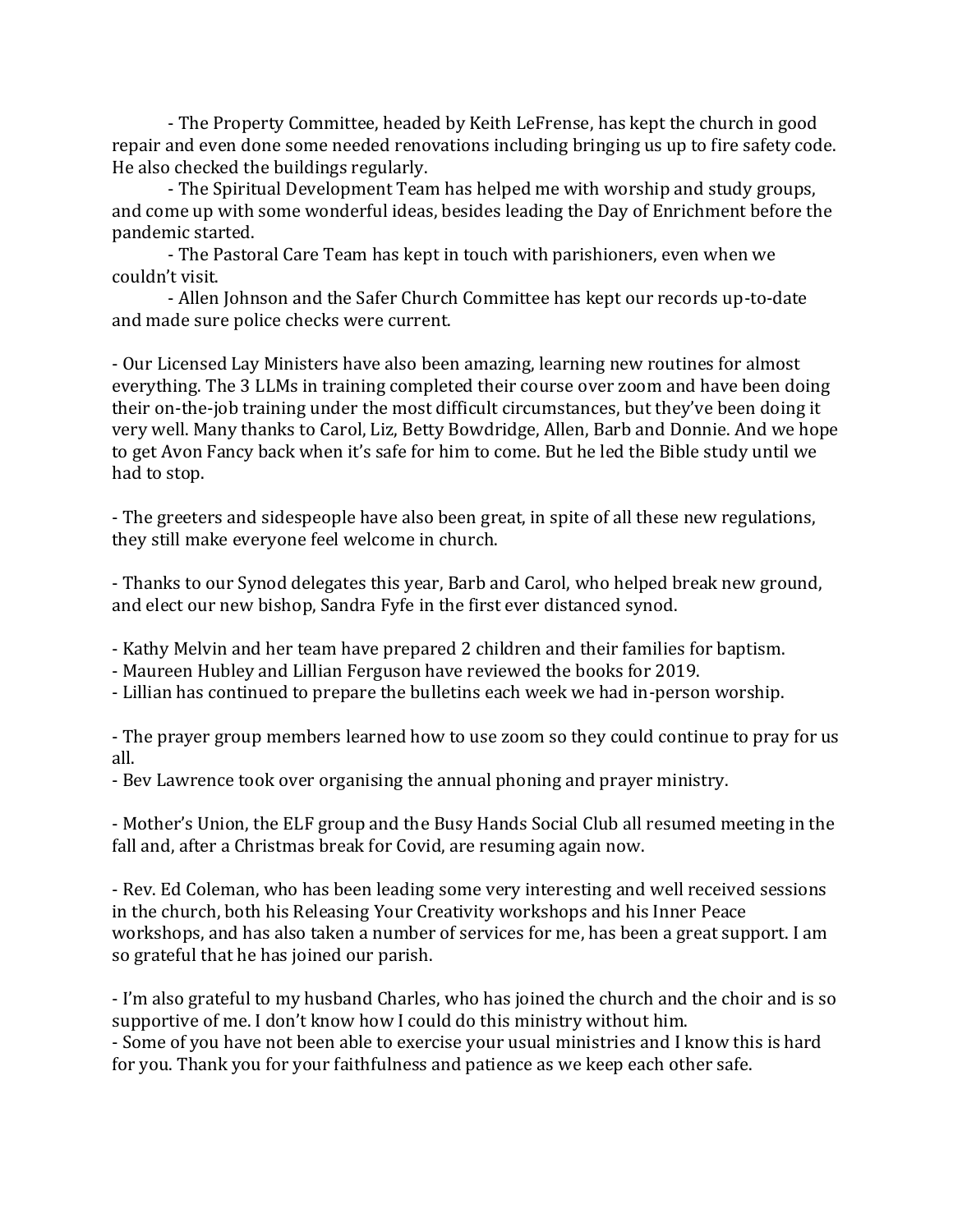- The Property Committee, headed by Keith LeFrense, has kept the church in good repair and even done some needed renovations including bringing us up to fire safety code. He also checked the buildings regularly.
- The Spiritual Development Team has helped me with worship and study groups, and come up with some wonderful ideas, besides leading the Day of Enrichment before the pandemic started.
- The Pastoral Care Team has kept in touch with parishioners, even when we couldn't visit.
- Allen Johnson and the Safer Church Committee has kept our records up-to-date and made sure police checks were current.

- Our Licensed Lay Ministers have also been amazing, learning new routines for almost everything. The 3 LLMs in training completed their course over zoom and have been doing their on-the-job training under the most difficult circumstances, but they've been doing it very well. Many thanks to Carol, Liz, Betty Bowdridge, Allen, Barb and Donnie. And we hope to get Avon Fancy back when it's safe for him to come. But he led the Bible study until we had to stop.

- The greeters and sidespeople have also been great, in spite of all these new regulations, they still make everyone feel welcome in church.

- Thanks to our Synod delegates this year, Barb and Carol, who helped break new ground, and elect our new bishop, Sandra Fyfe in the first ever distanced synod.

- Kathy Melvin and her team have prepared 2 children and their families for baptism.
- Maureen Hubley and Lillian Ferguson have reviewed the books for 2019.
- Lillian has continued to prepare the bulletins each week we had in-person worship.

- The prayer group members learned how to use zoom so they could continue to pray for us all.
- Bev Lawrence took over organising the annual phoning and prayer ministry.

- Mother's Union, the ELF group and the Busy Hands Social Club all resumed meeting in the fall and, after a Christmas break for Covid, are resuming again now.

- Rev. Ed Coleman, who has been leading some very interesting and well received sessions in the church, both his Releasing Your Creativity workshops and his Inner Peace workshops, and has also taken a number of services for me, has been a great support. I am so grateful that he has joined our parish.

- I'm also grateful to my husband Charles, who has joined the church and the choir and is so supportive of me. I don't know how I could do this ministry without him.
- Some of you have not been able to exercise your usual ministries and I know this is hard for you. Thank you for your faithfulness and patience as we keep each other safe.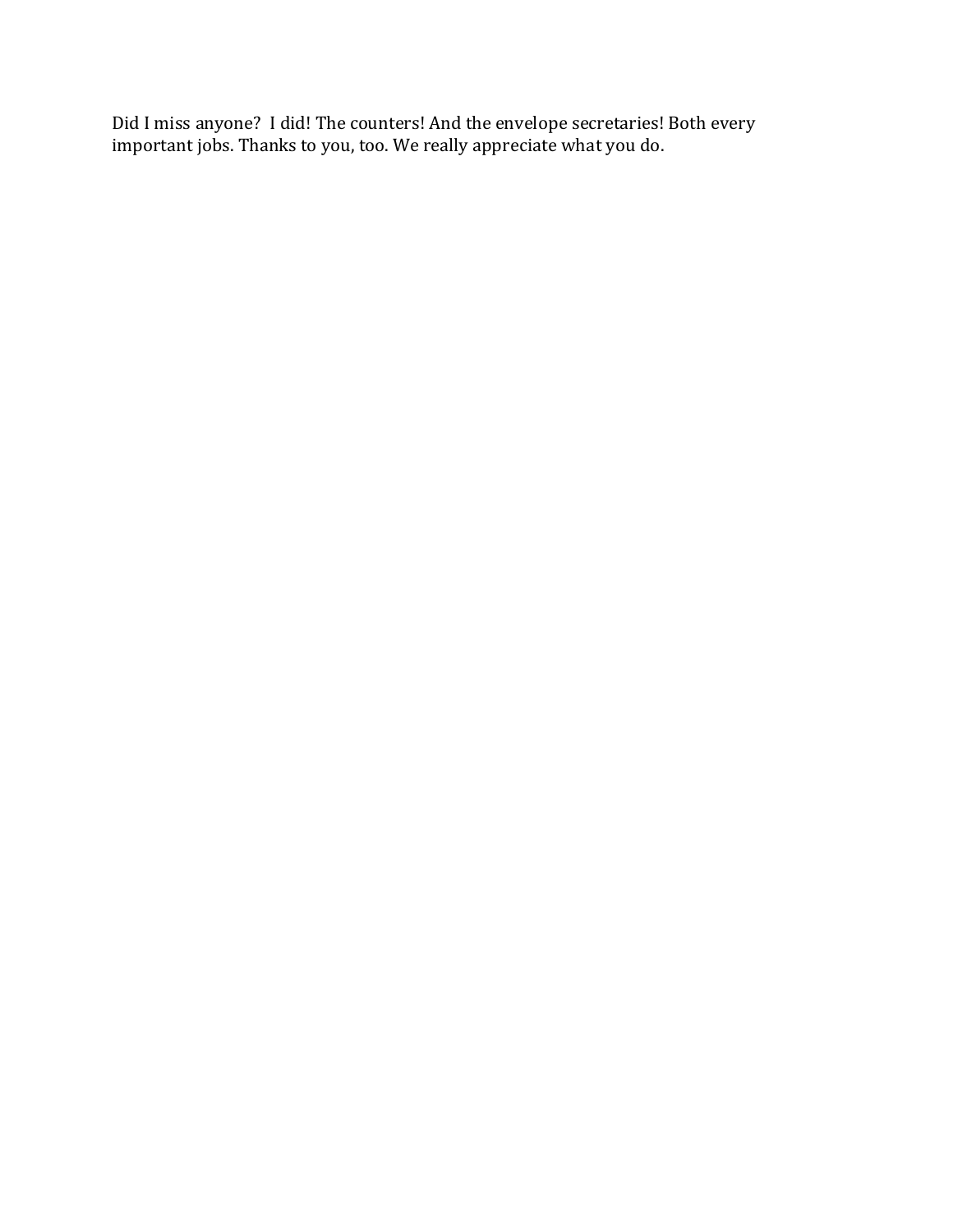Did I miss anyone?  I did! The counters! And the envelope secretaries! Both every important jobs. Thanks to you, too. We really appreciate what you do.